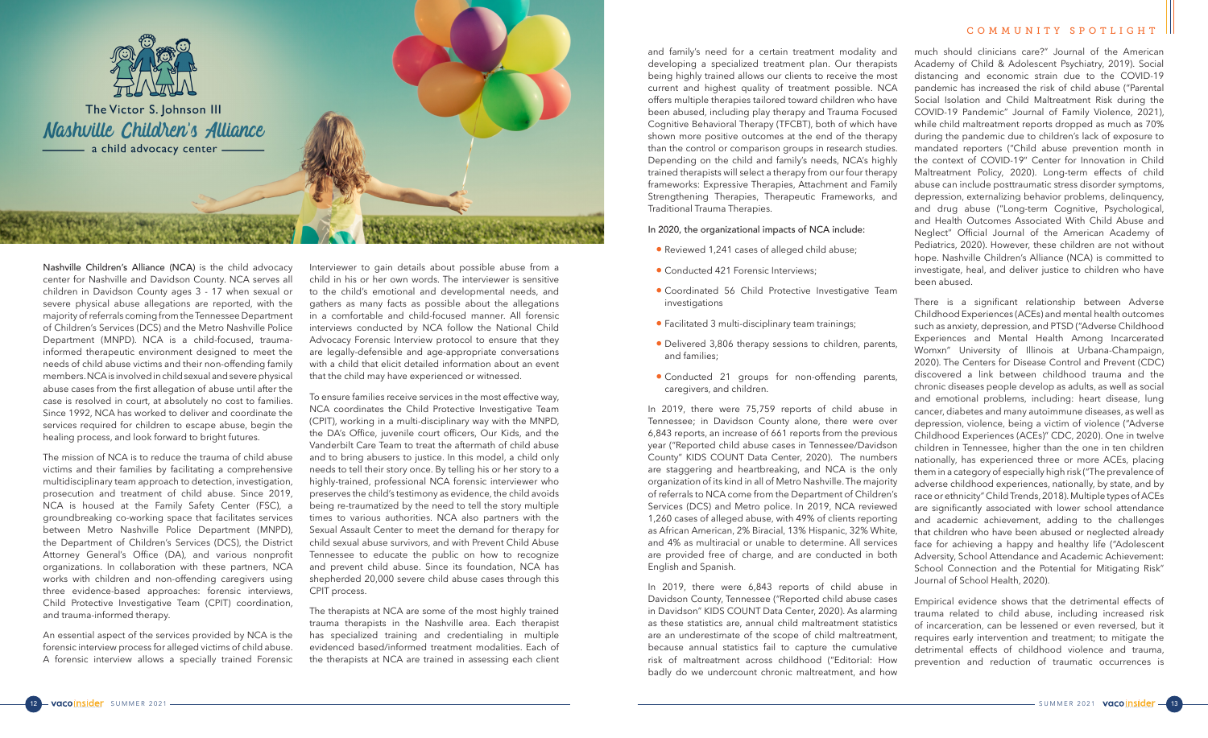The Victor S. Johnson III

# Nashville Children's Alliance

a child advocacy center

**Nashville Children's Alliance (NCA)** is the child advocacy center for Nashville and Davidson County. NCA serves all children in Davidson County ages 3 - 17 when sexual or severe physical abuse allegations are reported, with the majority of referrals coming from the Tennessee Department of Children's Services (DCS) and the Metro Nashville Police Department (MNPD). NCA is a child-focused, trauma-informed therapeutic environment designed to meet the needs of child abuse victims and their non-offending family members. NCA is involved in child sexual and severe physical abuse cases from the first allegation of abuse until after the case is resolved in court, at absolutely no cost to families. Since 1992, NCA has worked to deliver and coordinate the services required for children to escape abuse, begin the healing process, and look forward to bright futures.

The mission of NCA is to reduce the trauma of child abuse victims and their families by facilitating a comprehensive multidisciplinary team approach to detection, investigation, prosecution and treatment of child abuse. Since 2019, NCA is housed at the Family Safety Center (FSC), a groundbreaking co-working space that facilitates services between Metro Nashville Police Department (MNPD), the Department of Children's Services (DCS), the District Attorney General's Office (DA), and various nonprofit organizations. In collaboration with these partners, NCA works with children and non-offending caregivers using three evidence-based approaches: forensic interviews, Child Protective Investigative Team (CPIT) coordination, and trauma-informed therapy.

An essential aspect of the services provided by NCA is the forensic interview process for alleged victims of child abuse. A forensic interview allows a specially trained Forensic Interviewer to gain details about possible abuse from a child in his or her own words. The interviewer is sensitive to the child's emotional and developmental needs, and gathers as many facts as possible about the allegations in a comfortable and child-focused manner. All forensic interviews conducted by NCA follow the National Child Advocacy Forensic Interview protocol to ensure that they are legally-defensible and age-appropriate conversations with a child that elicit detailed information about an event that the child may have experienced or witnessed.

To ensure families receive services in the most effective way, NCA coordinates the Child Protective Investigative Team (CPIT), working in a multi-disciplinary way with the MNPD, the DA's Office, juvenile court officers, Our Kids, and the Vanderbilt Care Team to treat the aftermath of child abuse and to bring abusers to justice. In this model, a child only needs to tell their story once. By telling his or her story to a highly-trained, professional NCA forensic interviewer who preserves the child's testimony as evidence, the child avoids being re-traumatized by the need to tell the story multiple times to various authorities. NCA also partners with the Sexual Assault Center to meet the demand for therapy for child sexual abuse survivors, and with Prevent Child Abuse Tennessee to educate the public on how to recognize and prevent child abuse. Since its foundation, NCA has shepherded 20,000 severe child abuse cases through this CPIT process.

The therapists at NCA are some of the most highly trained trauma therapists in the Nashville area. Each therapist has specialized training and credentialing in multiple evidenced based/informed treatment modalities. Each of the therapists at NCA are trained in assessing each client and family's need for a certain treatment modality and developing a specialized treatment plan. Our therapists being highly trained allows our clients to receive the most current and highest quality of treatment possible. NCA offers multiple therapies tailored toward children who have been abused, including play therapy and Trauma Focused Cognitive Behavioral Therapy (TFCBT), both of which have shown more positive outcomes at the end of the therapy than the control or comparison groups in research studies. Depending on the child and family's needs, NCA's highly trained therapists will select a therapy from our four therapy frameworks: Expressive Therapies, Attachment and Family Strengthening Therapies, Therapeutic Frameworks, and Traditional Trauma Therapies.

In 2020, the organizational impacts of NCA include:

- Reviewed 1,241 cases of alleged child abuse;
- Conducted 421 Forensic Interviews;
- Coordinated 56 Child Protective Investigative Team investigations
- Facilitated 3 multi-disciplinary team trainings;
- Delivered 3,806 therapy sessions to children, parents, and families;
- Conducted 21 groups for non-offending parents, caregivers, and children.

In 2019, there were 75,759 reports of child abuse in Tennessee; in Davidson County alone, there were over 6,843 reports, an increase of 661 reports from the previous year ("Reported child abuse cases in Tennessee/Davidson County" KIDS COUNT Data Center, 2020). The numbers are staggering and heartbreaking, and NCA is the only organization of its kind in all of Metro Nashville. The majority of referrals to NCA come from the Department of Children's Services (DCS) and Metro police. In 2019, NCA reviewed 1,260 cases of alleged abuse, with 49% of clients reporting as African American, 2% Biracial, 13% Hispanic, 32% White, and 4% as multiracial or unable to determine. All services are provided free of charge, and are conducted in both English and Spanish.

In 2019, there were 6,843 reports of child abuse in Davidson County, Tennessee ("Reported child abuse cases in Davidson" KIDS COUNT Data Center, 2020). As alarming as these statistics are, annual child maltreatment statistics are an underestimate of the scope of child maltreatment, because annual statistics fail to capture the cumulative risk of maltreatment across childhood ("Editorial: How badly do we undercount chronic maltreatment, and how much should clinicians care?" Journal of the American Academy of Child & Adolescent Psychiatry, 2019). Social distancing and economic strain due to the COVID-19 pandemic has increased the risk of child abuse ("Parental Social Isolation and Child Maltreatment Risk during the COVID-19 Pandemic" Journal of Family Violence, 2021), while child maltreatment reports dropped as much as 70% during the pandemic due to children's lack of exposure to mandated reporters ("Child abuse prevention month in the context of COVID-19" Center for Innovation in Child Maltreatment Policy, 2020). Long-term effects of child abuse can include posttraumatic stress disorder symptoms, depression, externalizing behavior problems, delinquency, and drug abuse ("Long-term Cognitive, Psychological, and Health Outcomes Associated With Child Abuse and Neglect" Official Journal of the American Academy of Pediatrics, 2020). However, these children are not without hope. Nashville Children's Alliance (NCA) is committed to investigate, heal, and deliver justice to children who have been abused.

There is a significant relationship between Adverse Childhood Experiences (ACEs) and mental health outcomes such as anxiety, depression, and PTSD ("Adverse Childhood Experiences and Mental Health Among Incarcerated Womxn" University of Illinois at Urbana-Champaign, 2020). The Centers for Disease Control and Prevent (CDC) discovered a link between childhood trauma and the chronic diseases people develop as adults, as well as social and emotional problems, including: heart disease, lung cancer, diabetes and many autoimmune diseases, as well as depression, violence, being a victim of violence ("Adverse Childhood Experiences (ACEs)" CDC, 2020). One in twelve children in Tennessee, higher than the one in ten children nationally, has experienced three or more ACEs, placing them in a category of especially high risk ("The prevalence of adverse childhood experiences, nationally, by state, and by race or ethnicity" Child Trends, 2018). Multiple types of ACEs are significantly associated with lower school attendance and academic achievement, adding to the challenges that children who have been abused or neglected already face for achieving a happy and healthy life ("Adolescent Adversity, School Attendance and Academic Achievement: School Connection and the Potential for Mitigating Risk" Journal of School Health, 2020).

Empirical evidence shows that the detrimental effects of trauma related to child abuse, including increased risk of incarceration, can be lessened or even reversed, but it requires early intervention and treatment; to mitigate the detrimental effects of childhood violence and trauma, prevention and reduction of traumatic occurrences is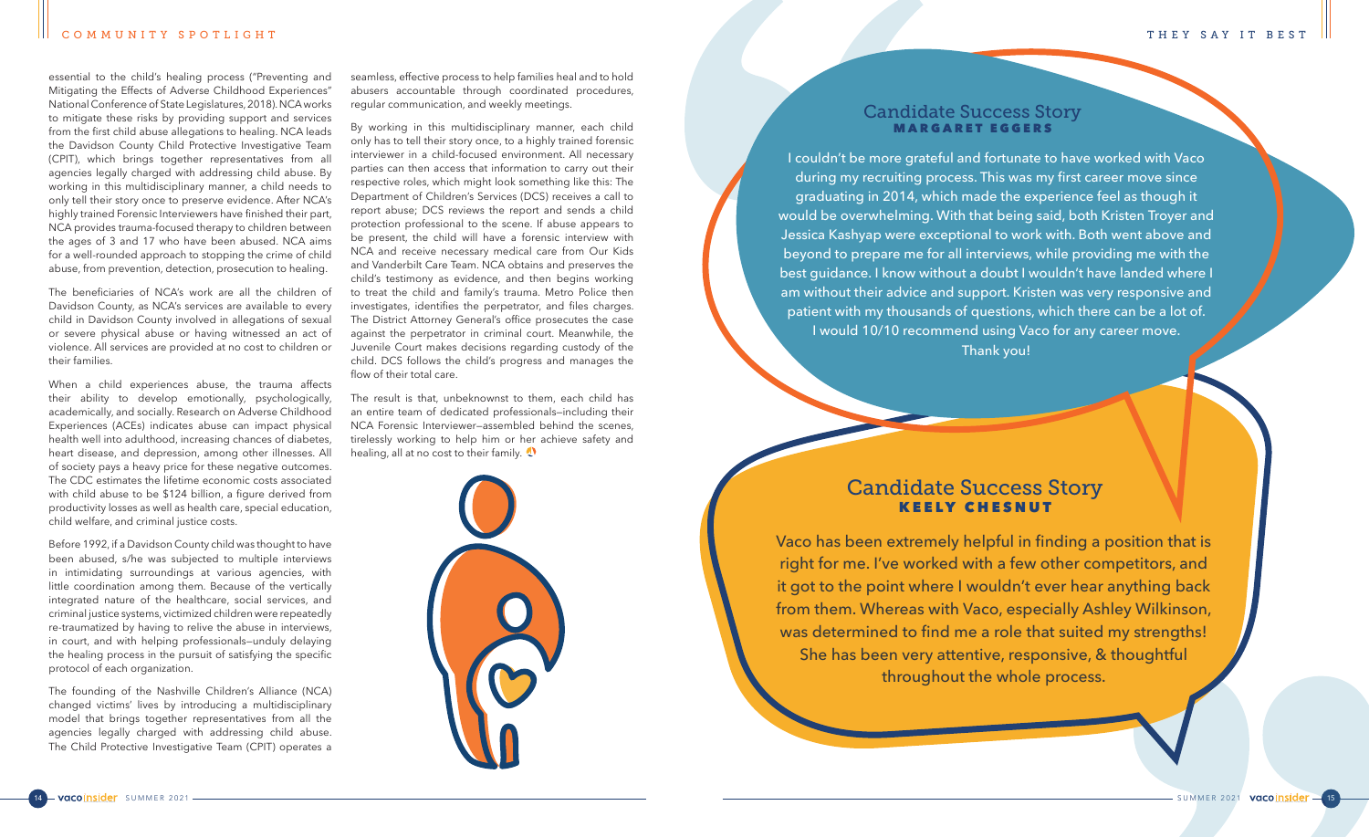essential to the child's healing process ("Preventing and Mitigating the Effects of Adverse Childhood Experiences" National Conference of State Legislatures, 2018). NCA works to mitigate these risks by providing support and services from the first child abuse allegations to healing. NCA leads the Davidson County Child Protective Investigative Team (CPIT), which brings together representatives from all agencies legally charged with addressing child abuse. By working in this multidisciplinary manner, a child needs to only tell their story once to preserve evidence. After NCA's highly trained Forensic Interviewers have finished their part, NCA provides trauma-focused therapy to children between the ages of 3 and 17 who have been abused. NCA aims for a well-rounded approach to stopping the crime of child abuse, from prevention, detection, prosecution to healing.

The beneficiaries of NCA's work are all the children of Davidson County, as NCA's services are available to every child in Davidson County involved in allegations of sexual or severe physical abuse or having witnessed an act of violence. All services are provided at no cost to children or their families.

When a child experiences abuse, the trauma affects their ability to develop emotionally, psychologically, academically, and socially. Research on Adverse Childhood Experiences (ACEs) indicates abuse can impact physical health well into adulthood, increasing chances of diabetes, heart disease, and depression, among other illnesses. All of society pays a heavy price for these negative outcomes. The CDC estimates the lifetime economic costs associated with child abuse to be $124 billion, a figure derived from productivity losses as well as health care, special education, child welfare, and criminal justice costs.

Before 1992, if a Davidson County child was thought to have been abused, s/he was subjected to multiple interviews in intimidating surroundings at various agencies, with little coordination among them. Because of the vertically integrated nature of the healthcare, social services, and criminal justice systems, victimized children were repeatedly re-traumatized by having to relive the abuse in interviews, in court, and with helping professionals—unduly delaying the healing process in the pursuit of satisfying the specific protocol of each organization.

The founding of the Nashville Children's Alliance (NCA) changed victims' lives by introducing a multidisciplinary model that brings together representatives from all the agencies legally charged with addressing child abuse. The Child Protective Investigative Team (CPIT) operates a seamless, effective process to help families heal and to hold abusers accountable through coordinated procedures, regular communication, and weekly meetings.

By working in this multidisciplinary manner, each child only has to tell their story once, to a highly trained forensic interviewer in a child-focused environment. All necessary parties can then access that information to carry out their respective roles, which might look something like this: The Department of Children's Services (DCS) receives a call to report abuse; DCS reviews the report and sends a child protection professional to the scene. If abuse appears to be present, the child will have a forensic interview with NCA and receive necessary medical care from Our Kids and Vanderbilt Care Team. NCA obtains and preserves the child's testimony as evidence, and then begins working to treat the child and family's trauma. Metro Police then investigates, identifies the perpetrator, and files charges. The District Attorney General's office prosecutes the case against the perpetrator in criminal court. Meanwhile, the Juvenile Court makes decisions regarding custody of the child. DCS follows the child's progress and manages the flow of their total care.

The result is that, unbeknownst to them, each child has an entire team of dedicated professionals—including their NCA Forensic Interviewer—assembled behind the scenes, tirelessly working to help him or her achieve safety and healing, all at no cost to their family.

## Candidate Success Story
**MARGARET EGGERS**

I couldn't be more grateful and fortunate to have worked with Vaco during my recruiting process. This was my first career move since graduating in 2014, which made the experience feel as though it would be overwhelming. With that being said, both Kristen Troyer and Jessica Kashyap were exceptional to work with. Both went above and beyond to prepare me for all interviews, while providing me with the best guidance. I know without a doubt I wouldn't have landed where I am without their advice and support. Kristen was very responsive and patient with my thousands of questions, which there can be a lot of. I would 10/10 recommend using Vaco for any career move. Thank you!

## Candidate Success Story
**KEELY CHESNUT**

Vaco has been extremely helpful in finding a position that is right for me. I've worked with a few other competitors, and it got to the point where I wouldn't ever hear anything back from them. Whereas with Vaco, especially Ashley Wilkinson, was determined to find me a role that suited my strengths! She has been very attentive, responsive, & thoughtful throughout the whole process.